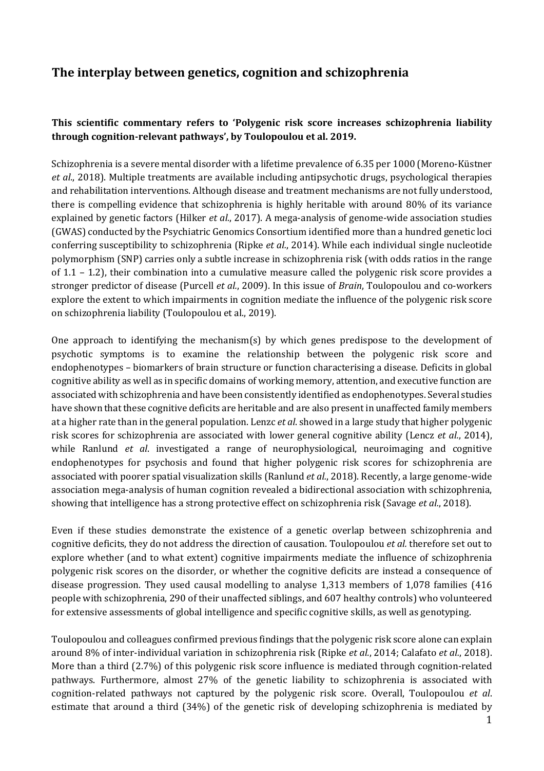## The interplay between genetics, cognition and schizophrenia

**This scientific commentary refers to 'Polygenic risk score increases schizophrenia liability through cognition-relevant pathways', by Toulopoulou et al. 2019.**

Schizophrenia is a severe mental disorder with a lifetime prevalence of 6.35 per 1000 (Moreno-Küstner *et al.*, 2018). Multiple treatments are available including antipsychotic drugs, psychological therapies and rehabilitation interventions. Although disease and treatment mechanisms are not fully understood, there is compelling evidence that schizophrenia is highly heritable with around 80% of its variance explained by genetic factors (Hilker *et al.*, 2017). A mega-analysis of genome-wide association studies (GWAS) conducted by the Psychiatric Genomics Consortium identified more than a hundred genetic loci conferring susceptibility to schizophrenia (Ripke *et al.*, 2014). While each individual single nucleotide polymorphism (SNP) carries only a subtle increase in schizophrenia risk (with odds ratios in the range of 1.1 – 1.2), their combination into a cumulative measure called the polygenic risk score provides a stronger predictor of disease (Purcell *et al.*, 2009). In this issue of *Brain*, Toulopoulou and co-workers explore the extent to which impairments in cognition mediate the influence of the polygenic risk score on schizophrenia liability (Toulopoulou et al., 2019).

One approach to identifying the mechanism(s) by which genes predispose to the development of psychotic symptoms is to examine the relationship between the polygenic risk score and endophenotypes – biomarkers of brain structure or function characterising a disease. Deficits in global cognitive ability as well as in specific domains of working memory, attention, and executive function are associated with schizophrenia and have been consistently identified as endophenotypes. Several studies have shown that these cognitive deficits are heritable and are also present in unaffected family members at a higher rate than in the general population. Lenzc *et al*. showed in a large study that higher polygenic risk scores for schizophrenia are associated with lower general cognitive ability (Lencz *et al.*, 2014), while Ranlund *et al*. investigated a range of neurophysiological, neuroimaging and cognitive endophenotypes for psychosis and found that higher polygenic risk scores for schizophrenia are associated with poorer spatial visualization skills (Ranlund *et al.*, 2018). Recently, a large genome-wide association mega-analysis of human cognition revealed a bidirectional association with schizophrenia, showing that intelligence has a strong protective effect on schizophrenia risk (Savage *et al.*, 2018).

Even if these studies demonstrate the existence of a genetic overlap between schizophrenia and cognitive deficits, they do not address the direction of causation. Toulopoulou *et al.* therefore set out to explore whether (and to what extent) cognitive impairments mediate the influence of schizophrenia polygenic risk scores on the disorder, or whether the cognitive deficits are instead a consequence of disease progression. They used causal modelling to analyse 1,313 members of 1,078 families (416 people with schizophrenia, 290 of their unaffected siblings, and 607 healthy controls) who volunteered for extensive assessments of global intelligence and specific cognitive skills, as well as genotyping.

Toulopoulou and colleagues confirmed previous findings that the polygenic risk score alone can explain around 8% of inter-individual variation in schizophrenia risk (Ripke *et al.*, 2014; Calafato *et al.*, 2018). More than a third (2.7%) of this polygenic risk score influence is mediated through cognition-related pathways. Furthermore, almost 27% of the genetic liability to schizophrenia is associated with cognition-related pathways not captured by the polygenic risk score. Overall, Toulopoulou *et al*. estimate that around a third (34%) of the genetic risk of developing schizophrenia is mediated by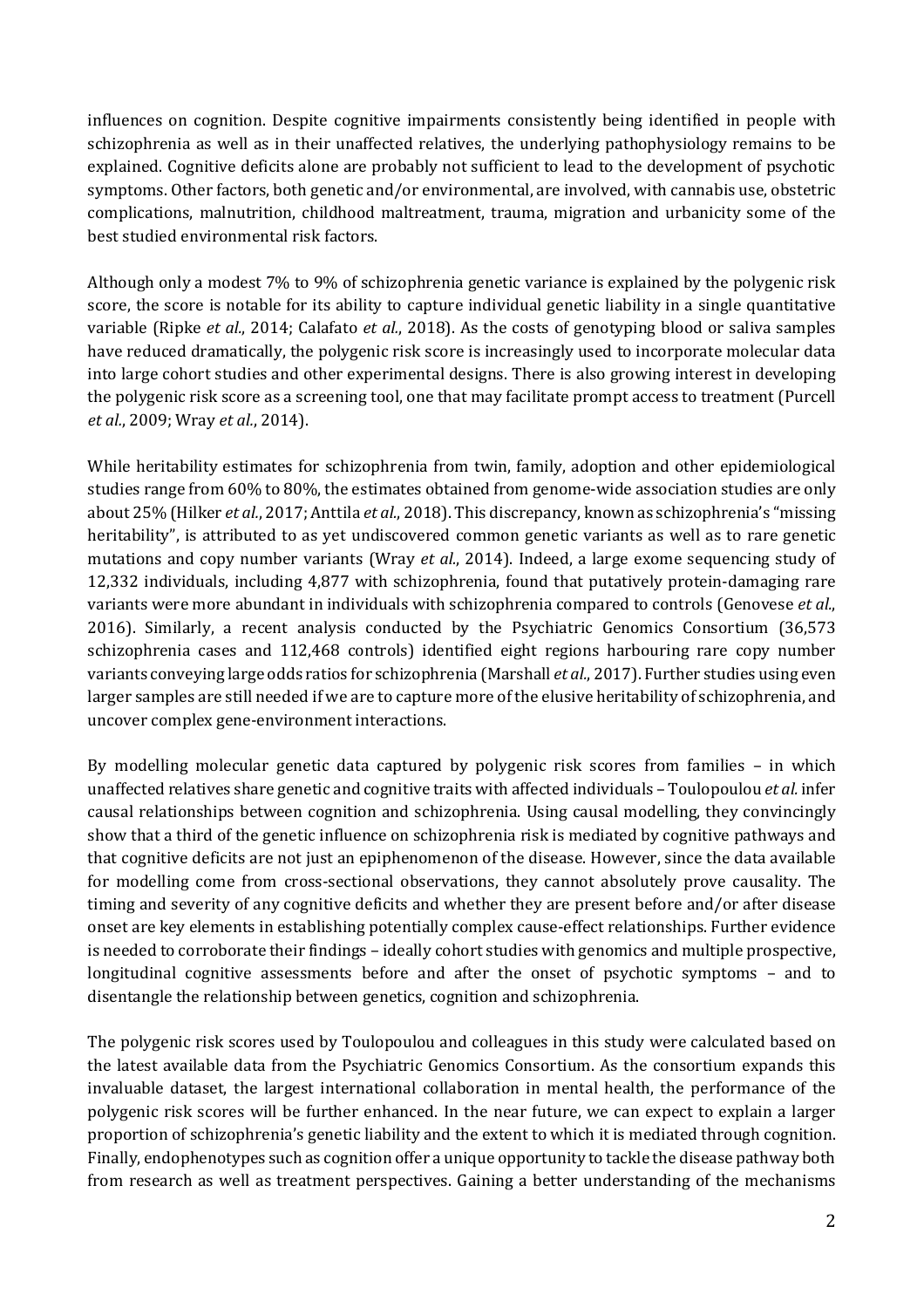influences on cognition. Despite cognitive impairments consistently being identified in people with schizophrenia as well as in their unaffected relatives, the underlying pathophysiology remains to be explained. Cognitive deficits alone are probably not sufficient to lead to the development of psychotic symptoms. Other factors, both genetic and/or environmental, are involved, with cannabis use, obstetric complications, malnutrition, childhood maltreatment, trauma, migration and urbanicity some of the best studied environmental risk factors.

Although only a modest 7% to 9% of schizophrenia genetic variance is explained by the polygenic risk score, the score is notable for its ability to capture individual genetic liability in a single quantitative variable (Ripke *et al.*, 2014; Calafato *et al.*, 2018). As the costs of genotyping blood or saliva samples have reduced dramatically, the polygenic risk score is increasingly used to incorporate molecular data into large cohort studies and other experimental designs. There is also growing interest in developing the polygenic risk score as a screening tool, one that may facilitate prompt access to treatment (Purcell *et al.*, 2009; Wray *et al.*, 2014).

While heritability estimates for schizophrenia from twin, family, adoption and other epidemiological studies range from 60% to 80%, the estimates obtained from genome-wide association studies are only about 25% (Hilker *et al.*, 2017; Anttila *et al.*, 2018). This discrepancy, known as schizophrenia's "missing heritability", is attributed to as yet undiscovered common genetic variants as well as to rare genetic mutations and copy number variants (Wray *et al.*, 2014). Indeed, a large exome sequencing study of 12,332 individuals, including 4,877 with schizophrenia, found that putatively protein-damaging rare variants were more abundant in individuals with schizophrenia compared to controls (Genovese *et al.*, 2016). Similarly, a recent analysis conducted by the Psychiatric Genomics Consortium (36,573 schizophrenia cases and 112,468 controls) identified eight regions harbouring rare copy number variants conveying large odds ratios for schizophrenia (Marshall *et al.*, 2017). Further studies using even larger samples are still needed if we are to capture more of the elusive heritability of schizophrenia, and uncover complex gene-environment interactions.

By modelling molecular genetic data captured by polygenic risk scores from families – in which unaffected relatives share genetic and cognitive traits with affected individuals – Toulopoulou *et al.* infer causal relationships between cognition and schizophrenia. Using causal modelling, they convincingly show that a third of the genetic influence on schizophrenia risk is mediated by cognitive pathways and that cognitive deficits are not just an epiphenomenon of the disease. However, since the data available for modelling come from cross-sectional observations, they cannot absolutely prove causality. The timing and severity of any cognitive deficits and whether they are present before and/or after disease onset are key elements in establishing potentially complex cause-effect relationships. Further evidence is needed to corroborate their findings – ideally cohort studies with genomics and multiple prospective, longitudinal cognitive assessments before and after the onset of psychotic symptoms – and to disentangle the relationship between genetics, cognition and schizophrenia.

The polygenic risk scores used by Toulopoulou and colleagues in this study were calculated based on the latest available data from the Psychiatric Genomics Consortium. As the consortium expands this invaluable dataset, the largest international collaboration in mental health, the performance of the polygenic risk scores will be further enhanced. In the near future, we can expect to explain a larger proportion of schizophrenia's genetic liability and the extent to which it is mediated through cognition. Finally, endophenotypes such as cognition offer a unique opportunity to tackle the disease pathway both from research as well as treatment perspectives. Gaining a better understanding of the mechanisms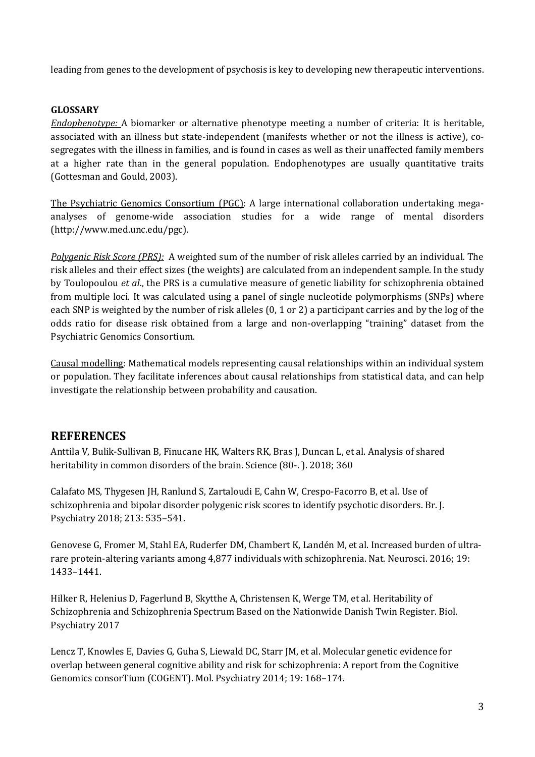leading from genes to the development of psychosis is key to developing new therapeutic interventions.

**GLOSSARY**

*Endophenotype:* A biomarker or alternative phenotype meeting a number of criteria: It is heritable, associated with an illness but state-independent (manifests whether or not the illness is active), co-segregates with the illness in families, and is found in cases as well as their unaffected family members at a higher rate than in the general population. Endophenotypes are usually quantitative traits (Gottesman and Gould, 2003).

The Psychiatric Genomics Consortium (PGC): A large international collaboration undertaking mega-analyses of genome-wide association studies for a wide range of mental disorders (http://www.med.unc.edu/pgc).

*Polygenic Risk Score (PRS):* A weighted sum of the number of risk alleles carried by an individual. The risk alleles and their effect sizes (the weights) are calculated from an independent sample. In the study by Toulopoulou *et al*., the PRS is a cumulative measure of genetic liability for schizophrenia obtained from multiple loci. It was calculated using a panel of single nucleotide polymorphisms (SNPs) where each SNP is weighted by the number of risk alleles (0, 1 or 2) a participant carries and by the log of the odds ratio for disease risk obtained from a large and non-overlapping "training" dataset from the Psychiatric Genomics Consortium.

Causal modelling: Mathematical models representing causal relationships within an individual system or population. They facilitate inferences about causal relationships from statistical data, and can help investigate the relationship between probability and causation.

## REFERENCES

Anttila V, Bulik-Sullivan B, Finucane HK, Walters RK, Bras J, Duncan L, et al. Analysis of shared heritability in common disorders of the brain. Science (80-. ). 2018; 360

Calafato MS, Thygesen JH, Ranlund S, Zartaloudi E, Cahn W, Crespo-Facorro B, et al. Use of schizophrenia and bipolar disorder polygenic risk scores to identify psychotic disorders. Br. J. Psychiatry 2018; 213: 535–541.

Genovese G, Fromer M, Stahl EA, Ruderfer DM, Chambert K, Landén M, et al. Increased burden of ultra-rare protein-altering variants among 4,877 individuals with schizophrenia. Nat. Neurosci. 2016; 19: 1433–1441.

Hilker R, Helenius D, Fagerlund B, Skytthe A, Christensen K, Werge TM, et al. Heritability of Schizophrenia and Schizophrenia Spectrum Based on the Nationwide Danish Twin Register. Biol. Psychiatry 2017

Lencz T, Knowles E, Davies G, Guha S, Liewald DC, Starr JM, et al. Molecular genetic evidence for overlap between general cognitive ability and risk for schizophrenia: A report from the Cognitive Genomics consorTium (COGENT). Mol. Psychiatry 2014; 19: 168–174.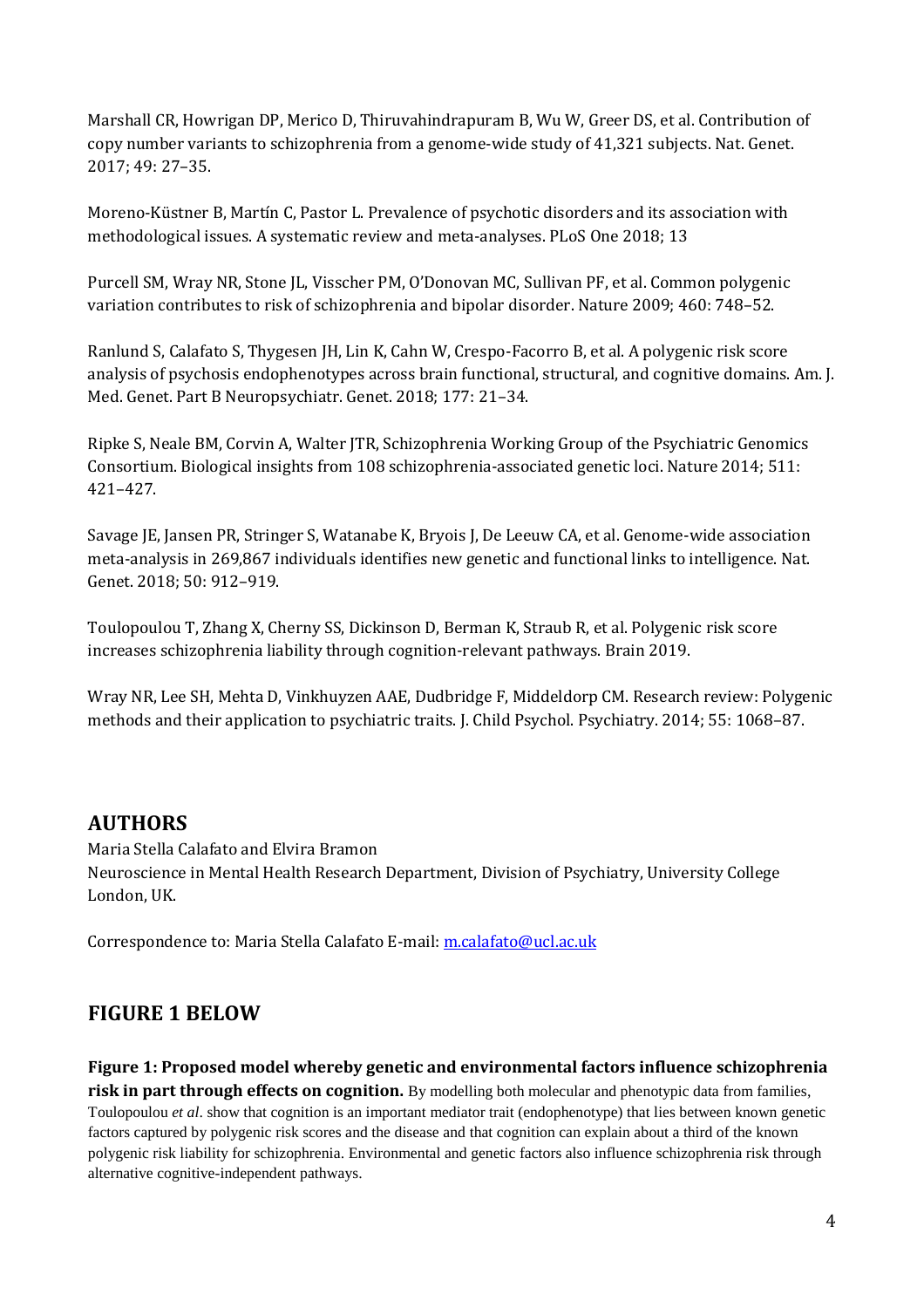Marshall CR, Howrigan DP, Merico D, Thiruvahindrapuram B, Wu W, Greer DS, et al. Contribution of copy number variants to schizophrenia from a genome-wide study of 41,321 subjects. Nat. Genet. 2017; 49: 27–35.

Moreno-Küstner B, Martín C, Pastor L. Prevalence of psychotic disorders and its association with methodological issues. A systematic review and meta-analyses. PLoS One 2018; 13

Purcell SM, Wray NR, Stone JL, Visscher PM, O'Donovan MC, Sullivan PF, et al. Common polygenic variation contributes to risk of schizophrenia and bipolar disorder. Nature 2009; 460: 748–52.

Ranlund S, Calafato S, Thygesen JH, Lin K, Cahn W, Crespo-Facorro B, et al. A polygenic risk score analysis of psychosis endophenotypes across brain functional, structural, and cognitive domains. Am. J. Med. Genet. Part B Neuropsychiatr. Genet. 2018; 177: 21–34.

Ripke S, Neale BM, Corvin A, Walter JTR, Schizophrenia Working Group of the Psychiatric Genomics Consortium. Biological insights from 108 schizophrenia-associated genetic loci. Nature 2014; 511: 421–427.

Savage JE, Jansen PR, Stringer S, Watanabe K, Bryois J, De Leeuw CA, et al. Genome-wide association meta-analysis in 269,867 individuals identifies new genetic and functional links to intelligence. Nat. Genet. 2018; 50: 912–919.

Toulopoulou T, Zhang X, Cherny SS, Dickinson D, Berman K, Straub R, et al. Polygenic risk score increases schizophrenia liability through cognition-relevant pathways. Brain 2019.

Wray NR, Lee SH, Mehta D, Vinkhuyzen AAE, Dudbridge F, Middeldorp CM. Research review: Polygenic methods and their application to psychiatric traits. J. Child Psychol. Psychiatry. 2014; 55: 1068–87.

## AUTHORS

Maria Stella Calafato and Elvira Bramon
Neuroscience in Mental Health Research Department, Division of Psychiatry, University College London, UK.

Correspondence to: Maria Stella Calafato E-mail: m.calafato@ucl.ac.uk

## FIGURE 1 BELOW

**Figure 1: Proposed model whereby genetic and environmental factors influence schizophrenia risk in part through effects on cognition.** By modelling both molecular and phenotypic data from families, Toulopoulou *et al*. show that cognition is an important mediator trait (endophenotype) that lies between known genetic factors captured by polygenic risk scores and the disease and that cognition can explain about a third of the known polygenic risk liability for schizophrenia. Environmental and genetic factors also influence schizophrenia risk through alternative cognitive-independent pathways.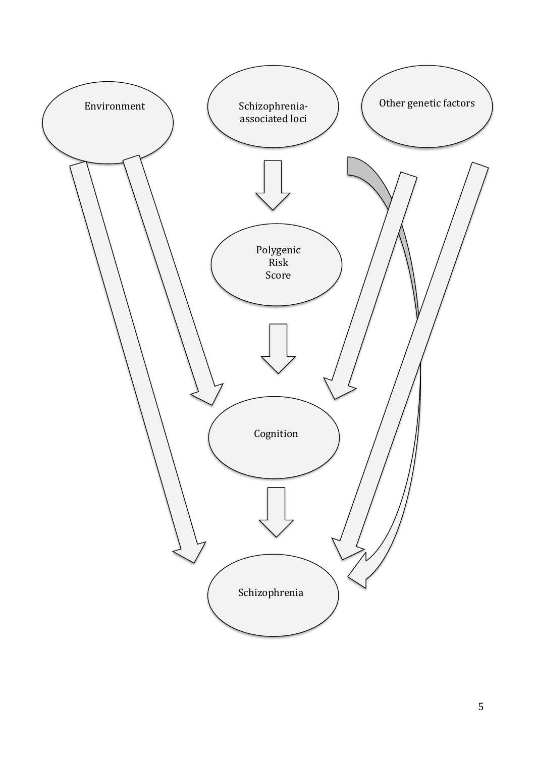Environment

Schizophrenia-associated loci

Other genetic factors

Polygenic Risk Score

Cognition

Schizophrenia